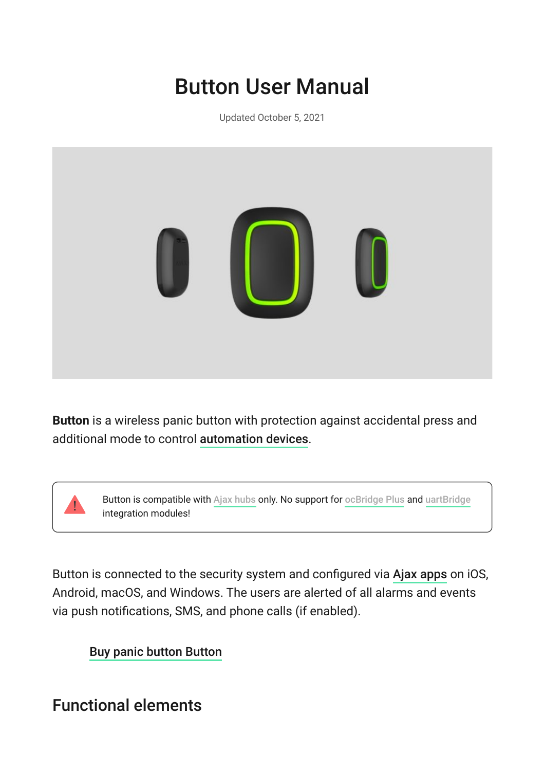# Button User Manual

Updated October 5, 2021

**Button** is a wireless panic button with protection against accidental press and additional mode to control **automation devices**.

> Button is compatible with Ajax hubs only. No support for ocBridge Plus and uartBridge integration modules!

Button is connected to the security system and configured via **Ajax apps** on iOS, Android, macOS, and Windows. The users are alerted of all alarms and events via push notifications, SMS, and phone calls (if enabled).

**Buy panic button Button**

## Functional elements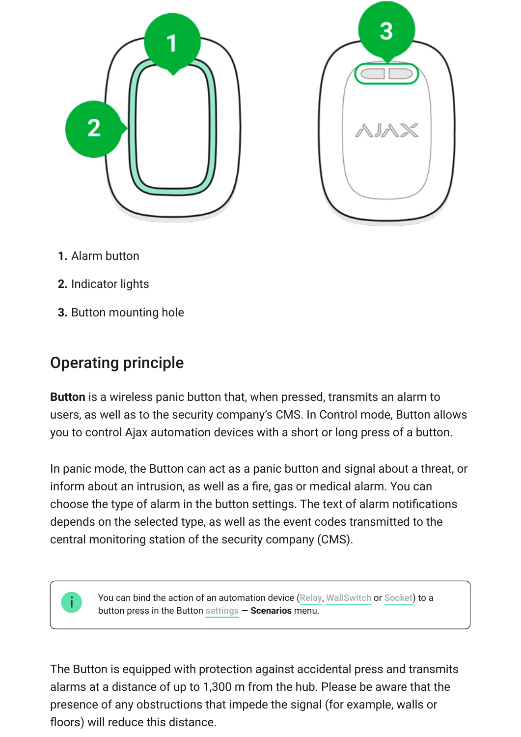1. Alarm button
2. Indicator lights
3. Button mounting hole

## Operating principle

**Button** is a wireless panic button that, when pressed, transmits an alarm to users, as well as to the security company's CMS. In Control mode, Button allows you to control Ajax automation devices with a short or long press of a button.

In panic mode, the Button can act as a panic button and signal about a threat, or inform about an intrusion, as well as a fire, gas or medical alarm. You can choose the type of alarm in the button settings. The text of alarm notifications depends on the selected type, as well as the event codes transmitted to the central monitoring station of the security company (CMS).

> You can bind the action of an automation device (Relay, WallSwitch or Socket) to a button press in the Button settings — **Scenarios** menu.

The Button is equipped with protection against accidental press and transmits alarms at a distance of up to 1,300 m from the hub. Please be aware that the presence of any obstructions that impede the signal (for example, walls or floors) will reduce this distance.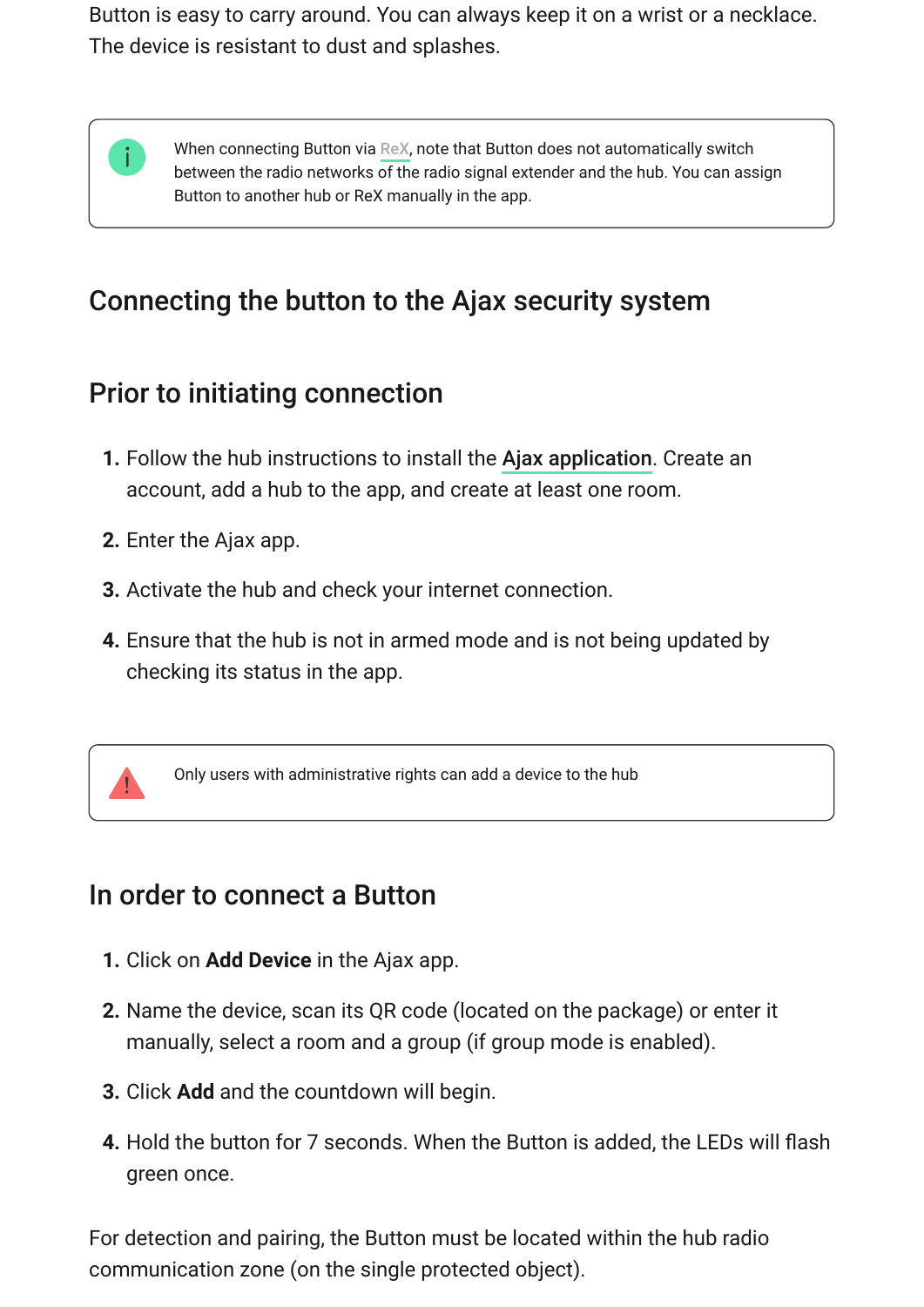Button is easy to carry around. You can always keep it on a wrist or a necklace. The device is resistant to dust and splashes.

> When connecting Button via ReX, note that Button does not automatically switch between the radio networks of the radio signal extender and the hub. You can assign Button to another hub or ReX manually in the app.

## Connecting the button to the Ajax security system

### Prior to initiating connection

1. Follow the hub instructions to install the Ajax application. Create an account, add a hub to the app, and create at least one room.
2. Enter the Ajax app.
3. Activate the hub and check your internet connection.
4. Ensure that the hub is not in armed mode and is not being updated by checking its status in the app.

> Only users with administrative rights can add a device to the hub

### In order to connect a Button

1. Click on **Add Device** in the Ajax app.
2. Name the device, scan its QR code (located on the package) or enter it manually, select a room and a group (if group mode is enabled).
3. Click **Add** and the countdown will begin.
4. Hold the button for 7 seconds. When the Button is added, the LEDs will flash green once.

For detection and pairing, the Button must be located within the hub radio communication zone (on the single protected object).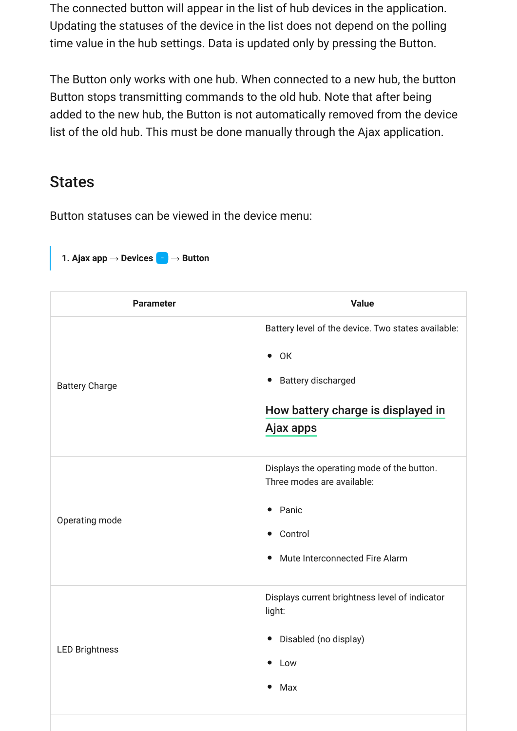The connected button will appear in the list of hub devices in the application. Updating the statuses of the device in the list does not depend on the polling time value in the hub settings. Data is updated only by pressing the Button.

The Button only works with one hub. When connected to a new hub, the button Button stops transmitting commands to the old hub. Note that after being added to the new hub, the Button is not automatically removed from the device list of the old hub. This must be done manually through the Ajax application.

## States

Button statuses can be viewed in the device menu:

> **1. Ajax app → Devices – → Button**

| Parameter | Value |
| --- | --- |
| Battery Charge | Battery level of the device. Two states available:<br>• OK<br>• Battery discharged<br><br>How battery charge is displayed in Ajax apps |
| Operating mode | Displays the operating mode of the button. Three modes are available:<br>• Panic<br>• Control<br>• Mute Interconnected Fire Alarm |
| LED Brightness | Displays current brightness level of indicator light:<br>• Disabled (no display)<br>• Low<br>• Max |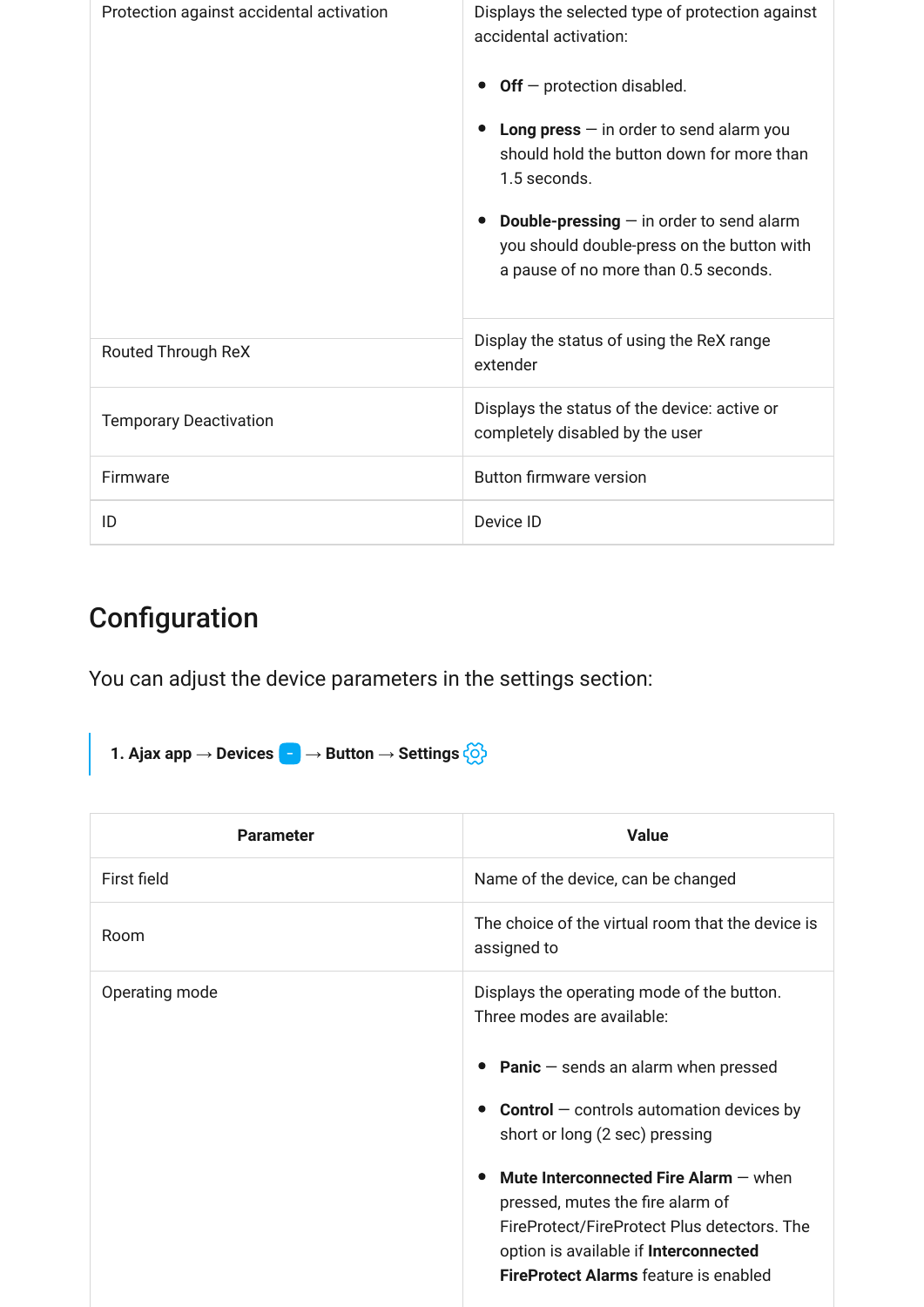| | |
|---|---|
| Protection against accidental activation | Displays the selected type of protection against accidental activation:<br><br>• **Off** — protection disabled.<br><br>• **Long press** — in order to send alarm you should hold the button down for more than 1.5 seconds.<br><br>• **Double-pressing** — in order to send alarm you should double-press on the button with a pause of no more than 0.5 seconds. |
| Routed Through ReX | Display the status of using the ReX range extender |
| Temporary Deactivation | Displays the status of the device: active or completely disabled by the user |
| Firmware | Button firmware version |
| ID | Device ID |

## Configuration

You can adjust the device parameters in the settings section:

1. **Ajax app** → **Devices** → **Button** → **Settings**

| Parameter | Value |
|---|---|
| First field | Name of the device, can be changed |
| Room | The choice of the virtual room that the device is assigned to |
| Operating mode | Displays the operating mode of the button. Three modes are available:<br><br>• **Panic** — sends an alarm when pressed<br><br>• **Control** — controls automation devices by short or long (2 sec) pressing<br><br>• **Mute Interconnected Fire Alarm** — when pressed, mutes the fire alarm of FireProtect/FireProtect Plus detectors. The option is available if **Interconnected FireProtect Alarms** feature is enabled |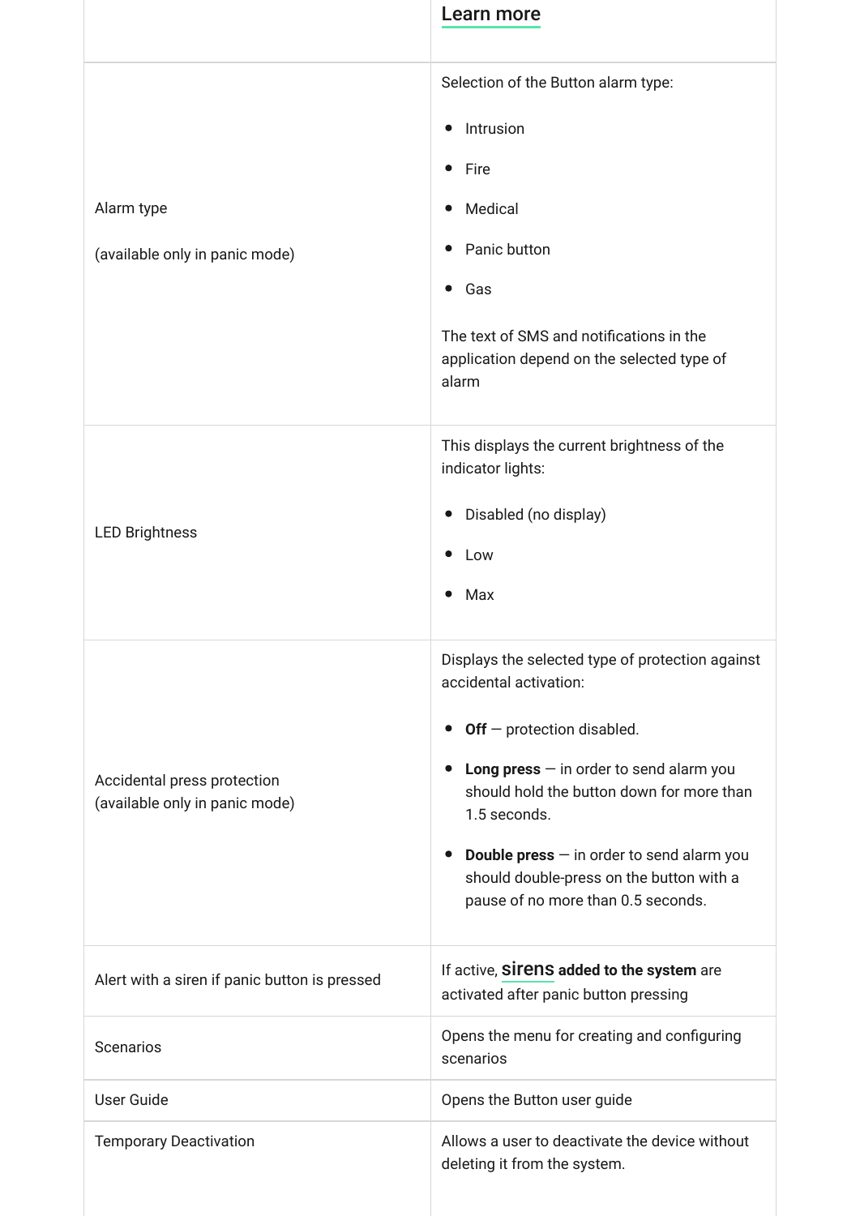| | |
|---|---|
| | Learn more |
| Alarm type<br><br>(available only in panic mode) | Selection of the Button alarm type:<br><br>• Intrusion<br>• Fire<br>• Medical<br>• Panic button<br>• Gas<br><br>The text of SMS and notifications in the application depend on the selected type of alarm |
| LED Brightness | This displays the current brightness of the indicator lights:<br><br>• Disabled (no display)<br>• Low<br>• Max |
| Accidental press protection (available only in panic mode) | Displays the selected type of protection against accidental activation:<br><br>• **Off** — protection disabled.<br>• **Long press** — in order to send alarm you should hold the button down for more than 1.5 seconds.<br>• **Double press** — in order to send alarm you should double-press on the button with a pause of no more than 0.5 seconds. |
| Alert with a siren if panic button is pressed | If active, **sirens added to the system** are activated after panic button pressing |
| Scenarios | Opens the menu for creating and configuring scenarios |
| User Guide | Opens the Button user guide |
| Temporary Deactivation | Allows a user to deactivate the device without deleting it from the system. |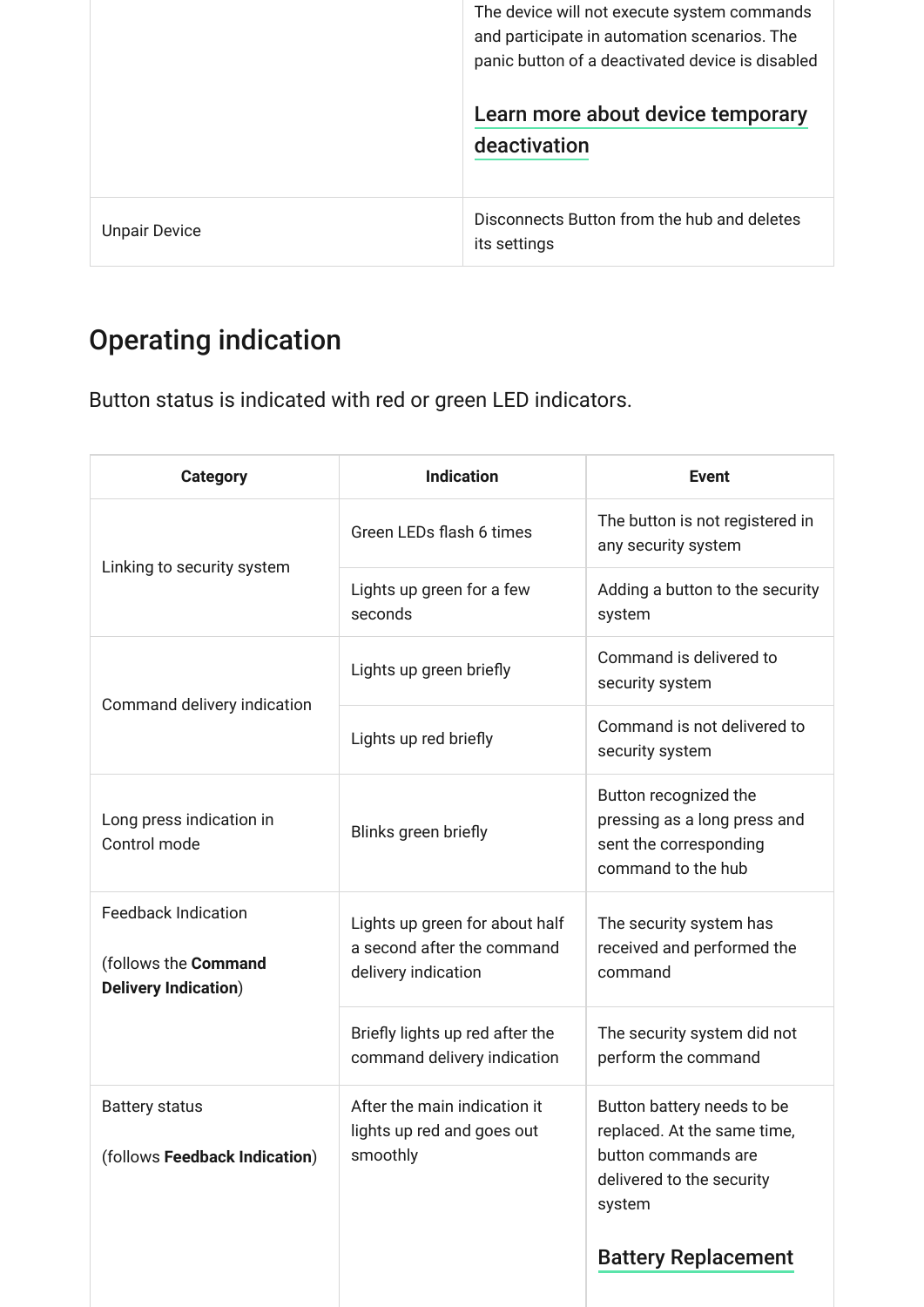| | |
|---|---|
| | The device will not execute system commands and participate in automation scenarios. The panic button of a deactivated device is disabled<br><br>Learn more about device temporary deactivation |
| Unpair Device | Disconnects Button from the hub and deletes its settings |

## Operating indication

Button status is indicated with red or green LED indicators.

| Category | Indication | Event |
|---|---|---|
| Linking to security system | Green LEDs flash 6 times | The button is not registered in any security system |
| | Lights up green for a few seconds | Adding a button to the security system |
| Command delivery indication | Lights up green briefly | Command is delivered to security system |
| | Lights up red briefly | Command is not delivered to security system |
| Long press indication in Control mode | Blinks green briefly | Button recognized the pressing as a long press and sent the corresponding command to the hub |
| Feedback Indication<br><br>(follows the **Command Delivery Indication**) | Lights up green for about half a second after the command delivery indication | The security system has received and performed the command |
| | Briefly lights up red after the command delivery indication | The security system did not perform the command |
| Battery status<br><br>(follows **Feedback Indication**) | After the main indication it lights up red and goes out smoothly | Button battery needs to be replaced. At the same time, button commands are delivered to the security system<br><br>Battery Replacement |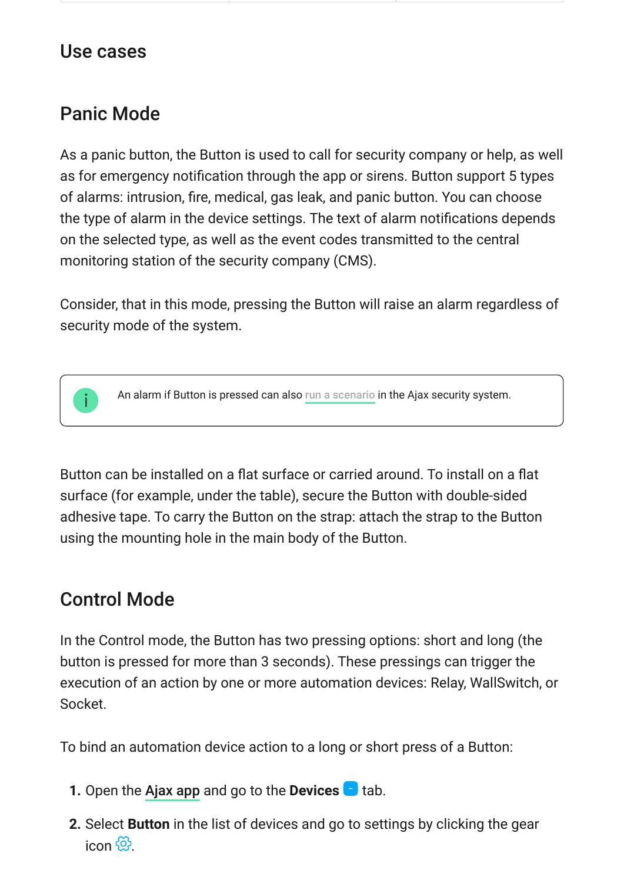## Use cases

### Panic Mode

As a panic button, the Button is used to call for security company or help, as well as for emergency notification through the app or sirens. Button support 5 types of alarms: intrusion, fire, medical, gas leak, and panic button. You can choose the type of alarm in the device settings. The text of alarm notifications depends on the selected type, as well as the event codes transmitted to the central monitoring station of the security company (CMS).

Consider, that in this mode, pressing the Button will raise an alarm regardless of security mode of the system.

> An alarm if Button is pressed can also run a scenario in the Ajax security system.

Button can be installed on a flat surface or carried around. To install on a flat surface (for example, under the table), secure the Button with double-sided adhesive tape. To carry the Button on the strap: attach the strap to the Button using the mounting hole in the main body of the Button.

### Control Mode

In the Control mode, the Button has two pressing options: short and long (the button is pressed for more than 3 seconds). These pressings can trigger the execution of an action by one or more automation devices: Relay, WallSwitch, or Socket.

To bind an automation device action to a long or short press of a Button:

1. Open the Ajax app and go to the **Devices** tab.
2. Select **Button** in the list of devices and go to settings by clicking the gear icon.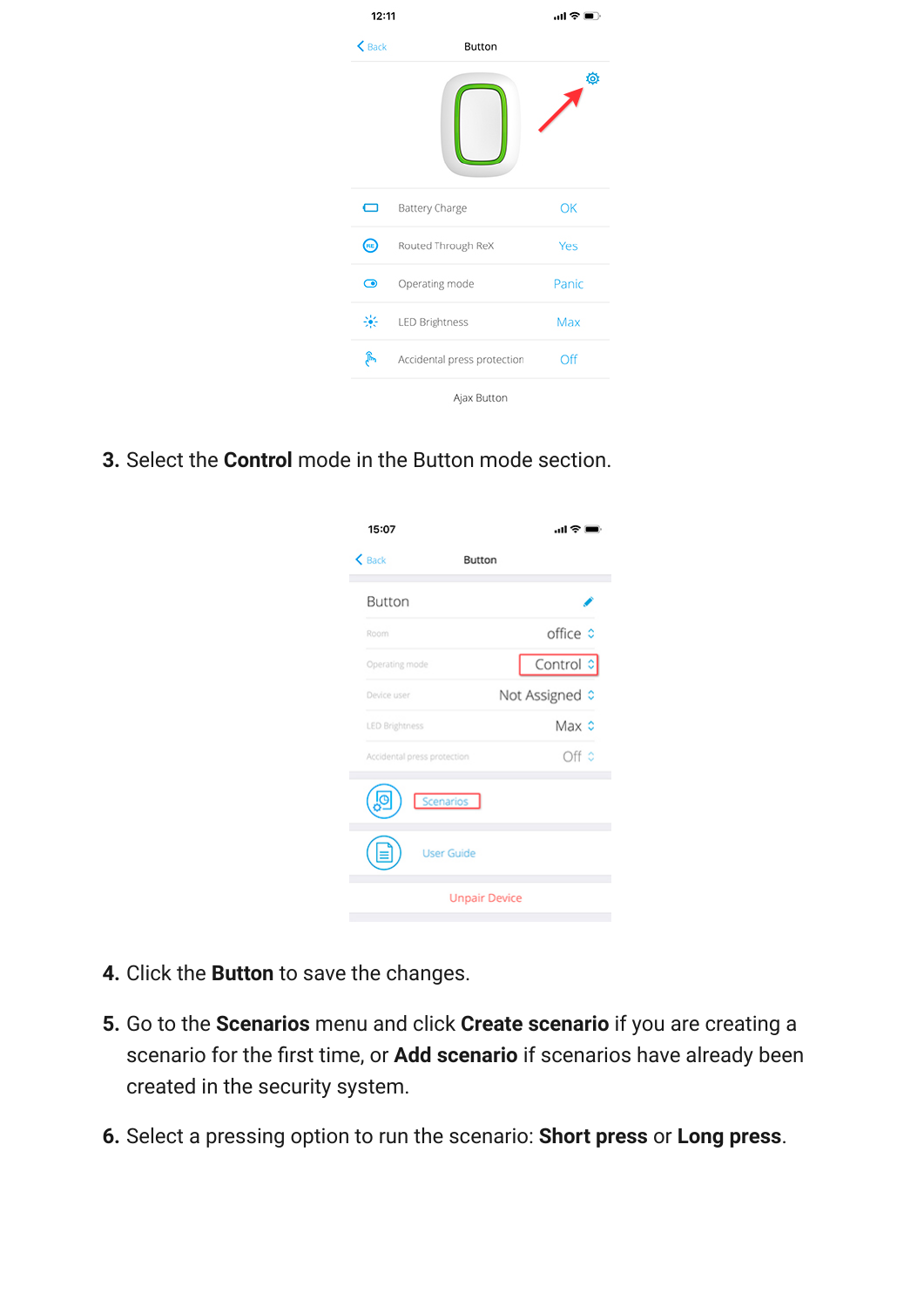3. Select the **Control** mode in the Button mode section.

4. Click the **Button** to save the changes.

5. Go to the **Scenarios** menu and click **Create scenario** if you are creating a scenario for the first time, or **Add scenario** if scenarios have already been created in the security system.

6. Select a pressing option to run the scenario: **Short press** or **Long press**.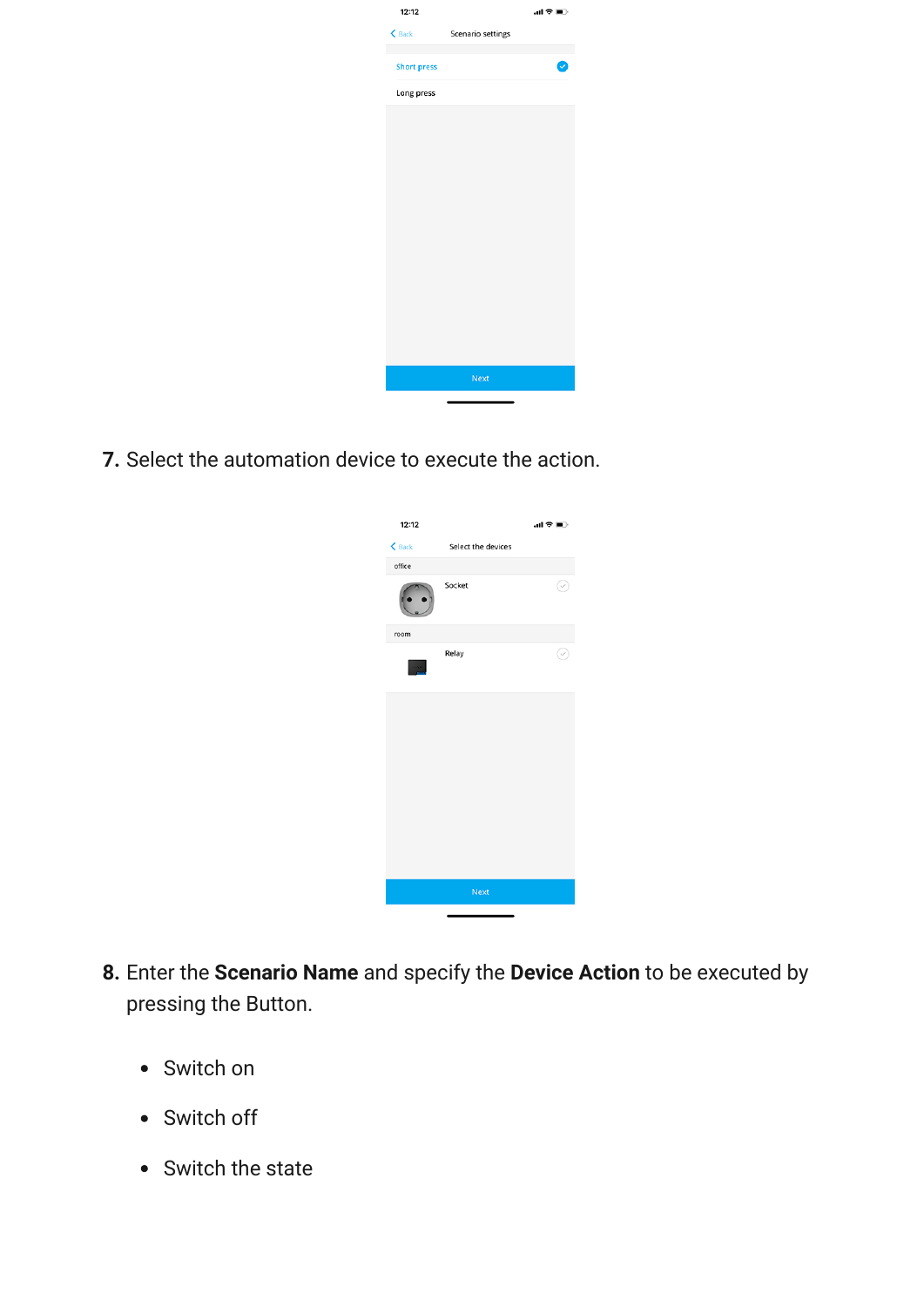7. Select the automation device to execute the action.

8. Enter the **Scenario Name** and specify the **Device Action** to be executed by pressing the Button.

- Switch on
- Switch off
- Switch the state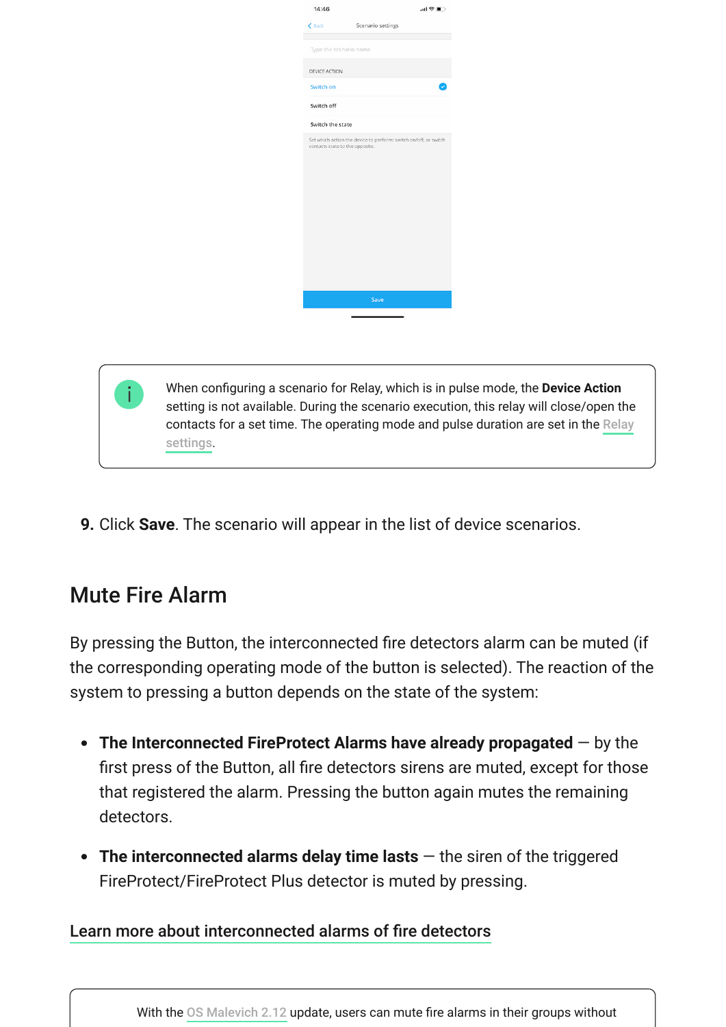> When configuring a scenario for Relay, which is in pulse mode, the **Device Action** setting is not available. During the scenario execution, this relay will close/open the contacts for a set time. The operating mode and pulse duration are set in the Relay settings.

9. Click **Save**. The scenario will appear in the list of device scenarios.

## Mute Fire Alarm

By pressing the Button, the interconnected fire detectors alarm can be muted (if the corresponding operating mode of the button is selected). The reaction of the system to pressing a button depends on the state of the system:

- **The Interconnected FireProtect Alarms have already propagated** — by the first press of the Button, all fire detectors sirens are muted, except for those that registered the alarm. Pressing the button again mutes the remaining detectors.
- **The interconnected alarms delay time lasts** — the siren of the triggered FireProtect/FireProtect Plus detector is muted by pressing.

Learn more about interconnected alarms of fire detectors

> With the OS Malevich 2.12 update, users can mute fire alarms in their groups without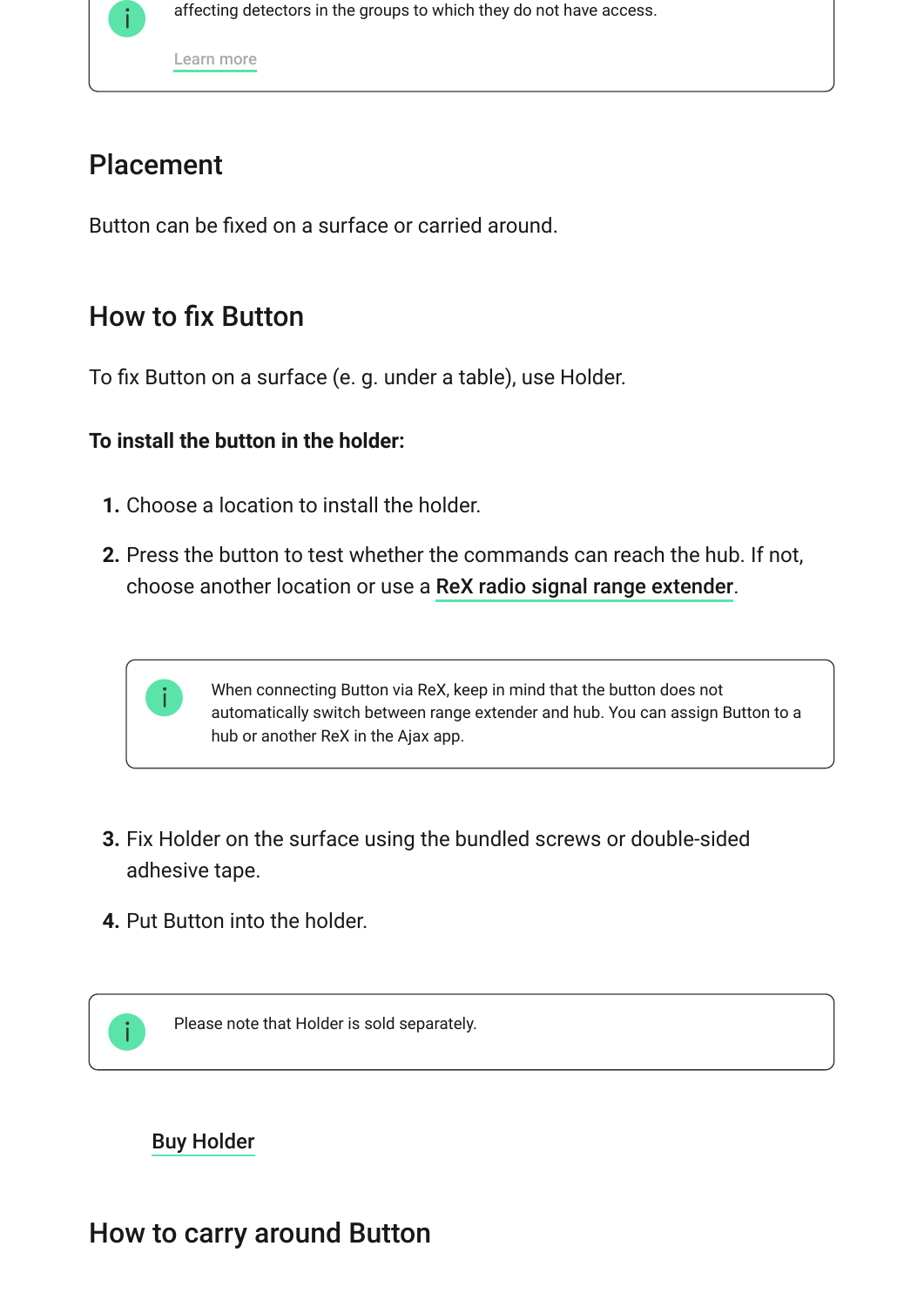affecting detectors in the groups to which they do not have access.

Learn more

## Placement

Button can be fixed on a surface or carried around.

## How to fix Button

To fix Button on a surface (e. g. under a table), use Holder.

**To install the button in the holder:**

1. Choose a location to install the holder.
2. Press the button to test whether the commands can reach the hub. If not, choose another location or use a **ReX radio signal range extender**.

   > When connecting Button via ReX, keep in mind that the button does not automatically switch between range extender and hub. You can assign Button to a hub or another ReX in the Ajax app.

3. Fix Holder on the surface using the bundled screws or double-sided adhesive tape.
4. Put Button into the holder.

> Please note that Holder is sold separately.

**Buy Holder**

## How to carry around Button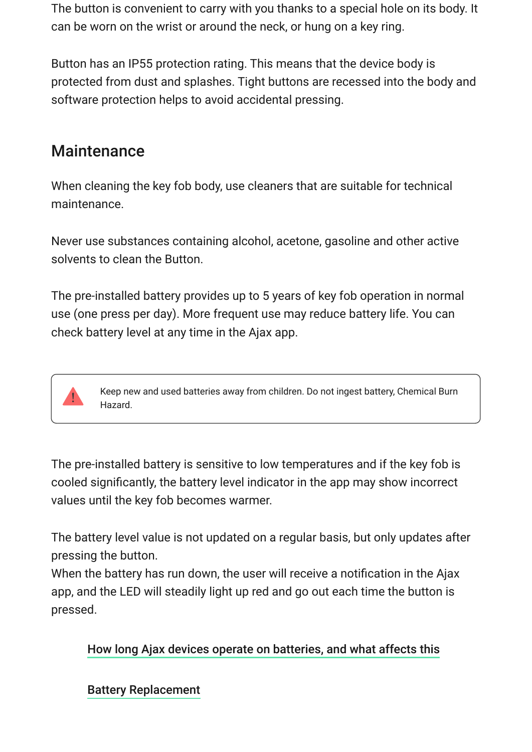The button is convenient to carry with you thanks to a special hole on its body. It can be worn on the wrist or around the neck, or hung on a key ring.

Button has an IP55 protection rating. This means that the device body is protected from dust and splashes. Tight buttons are recessed into the body and software protection helps to avoid accidental pressing.

## Maintenance

When cleaning the key fob body, use cleaners that are suitable for technical maintenance.

Never use substances containing alcohol, acetone, gasoline and other active solvents to clean the Button.

The pre-installed battery provides up to 5 years of key fob operation in normal use (one press per day). More frequent use may reduce battery life. You can check battery level at any time in the Ajax app.

> Keep new and used batteries away from children. Do not ingest battery, Chemical Burn Hazard.

The pre-installed battery is sensitive to low temperatures and if the key fob is cooled significantly, the battery level indicator in the app may show incorrect values until the key fob becomes warmer.

The battery level value is not updated on a regular basis, but only updates after pressing the button.
When the battery has run down, the user will receive a notification in the Ajax app, and the LED will steadily light up red and go out each time the button is pressed.

How long Ajax devices operate on batteries, and what affects this

Battery Replacement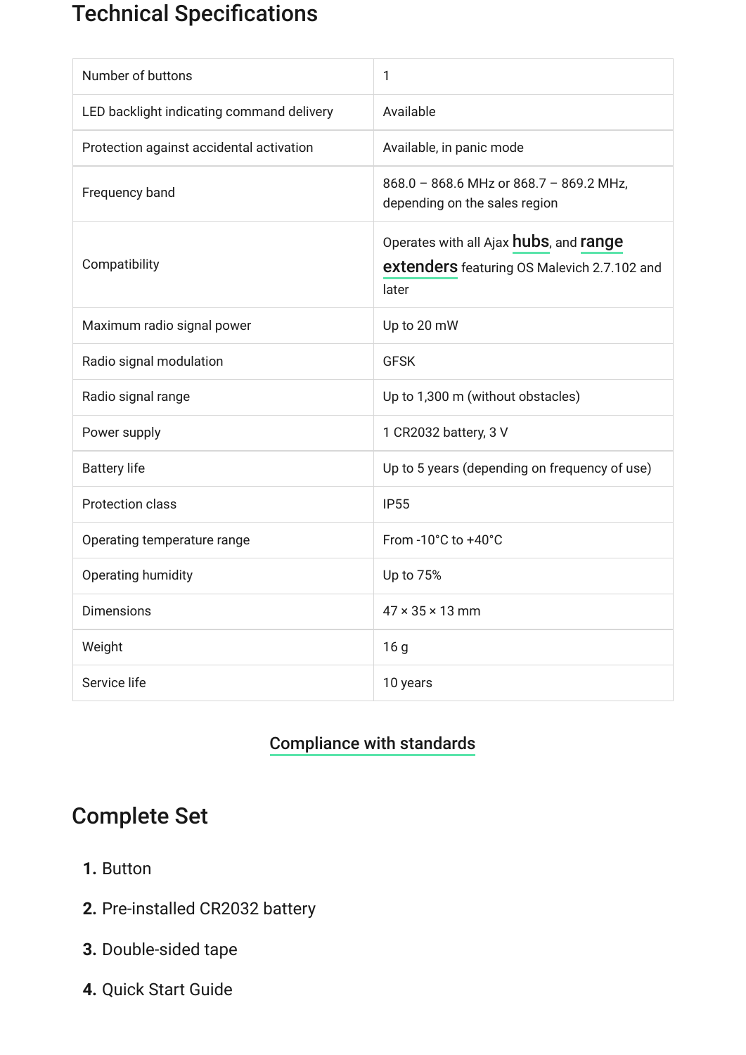## Technical Specifications

| | |
|---|---|
| Number of buttons | 1 |
| LED backlight indicating command delivery | Available |
| Protection against accidental activation | Available, in panic mode |
| Frequency band | 868.0 – 868.6 MHz or 868.7 – 869.2 MHz, depending on the sales region |
| Compatibility | Operates with all Ajax **hubs**, and **range extenders** featuring OS Malevich 2.7.102 and later |
| Maximum radio signal power | Up to 20 mW |
| Radio signal modulation | GFSK |
| Radio signal range | Up to 1,300 m (without obstacles) |
| Power supply | 1 CR2032 battery, 3 V |
| Battery life | Up to 5 years (depending on frequency of use) |
| Protection class | IP55 |
| Operating temperature range | From -10°C to +40°C |
| Operating humidity | Up to 75% |
| Dimensions | 47 × 35 × 13 mm |
| Weight | 16 g |
| Service life | 10 years |

Compliance with standards

## Complete Set

1. Button
2. Pre-installed CR2032 battery
3. Double-sided tape
4. Quick Start Guide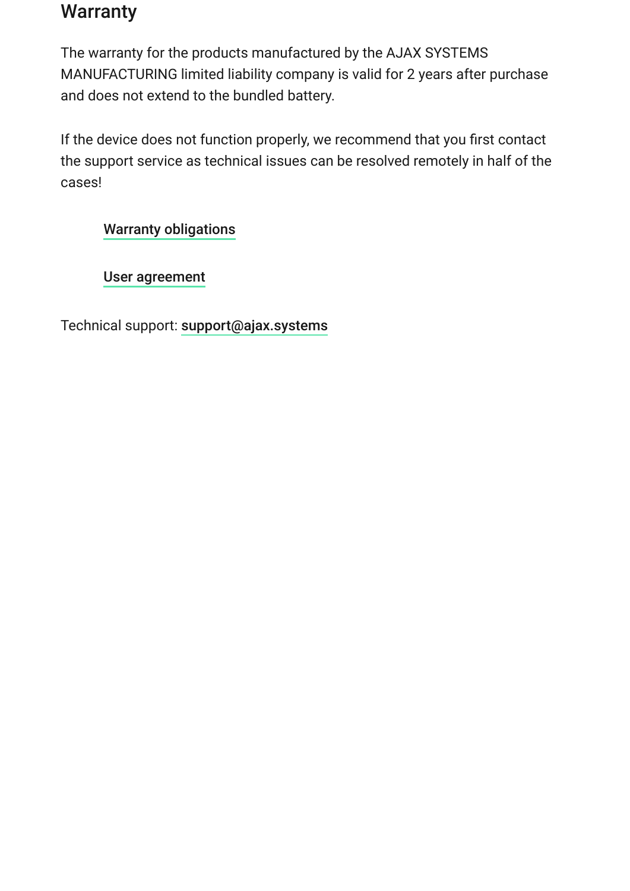## Warranty

The warranty for the products manufactured by the AJAX SYSTEMS MANUFACTURING limited liability company is valid for 2 years after purchase and does not extend to the bundled battery.

If the device does not function properly, we recommend that you first contact the support service as technical issues can be resolved remotely in half of the cases!

- **Warranty obligations**
- **User agreement**

Technical support: **support@ajax.systems**